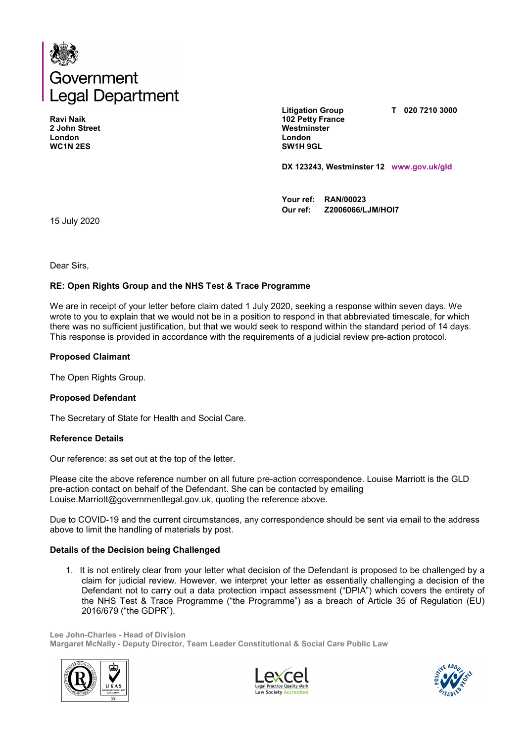Government Legal Department

**Ravi Naik**
**2 John Street**
**London**
**WC1N 2ES**

**Litigation Group**
**102 Petty France**
**Westminster**
**London**
**SW1H 9GL**

**T 020 7210 3000**

**DX 123243, Westminster 12** **www.gov.uk/gld**

**Your ref:** **RAN/00023**
**Our ref:** **Z2006066/LJM/HOI7**

15 July 2020

Dear Sirs,

**RE: Open Rights Group and the NHS Test & Trace Programme**

We are in receipt of your letter before claim dated 1 July 2020, seeking a response within seven days. We wrote to you to explain that we would not be in a position to respond in that abbreviated timescale, for which there was no sufficient justification, but that we would seek to respond within the standard period of 14 days. This response is provided in accordance with the requirements of a judicial review pre-action protocol.

**Proposed Claimant**

The Open Rights Group.

**Proposed Defendant**

The Secretary of State for Health and Social Care.

**Reference Details**

Our reference: as set out at the top of the letter.

Please cite the above reference number on all future pre-action correspondence. Louise Marriott is the GLD pre-action contact on behalf of the Defendant. She can be contacted by emailing Louise.Marriott@governmentlegal.gov.uk, quoting the reference above.

Due to COVID-19 and the current circumstances, any correspondence should be sent via email to the address above to limit the handling of materials by post.

**Details of the Decision being Challenged**

1. It is not entirely clear from your letter what decision of the Defendant is proposed to be challenged by a claim for judicial review. However, we interpret your letter as essentially challenging a decision of the Defendant not to carry out a data protection impact assessment ("DPIA") which covers the entirety of the NHS Test & Trace Programme ("the Programme") as a breach of Article 35 of Regulation (EU) 2016/679 ("the GDPR").

Lee John-Charles - Head of Division
Margaret McNally - Deputy Director, Team Leader Constitutional & Social Care Public Law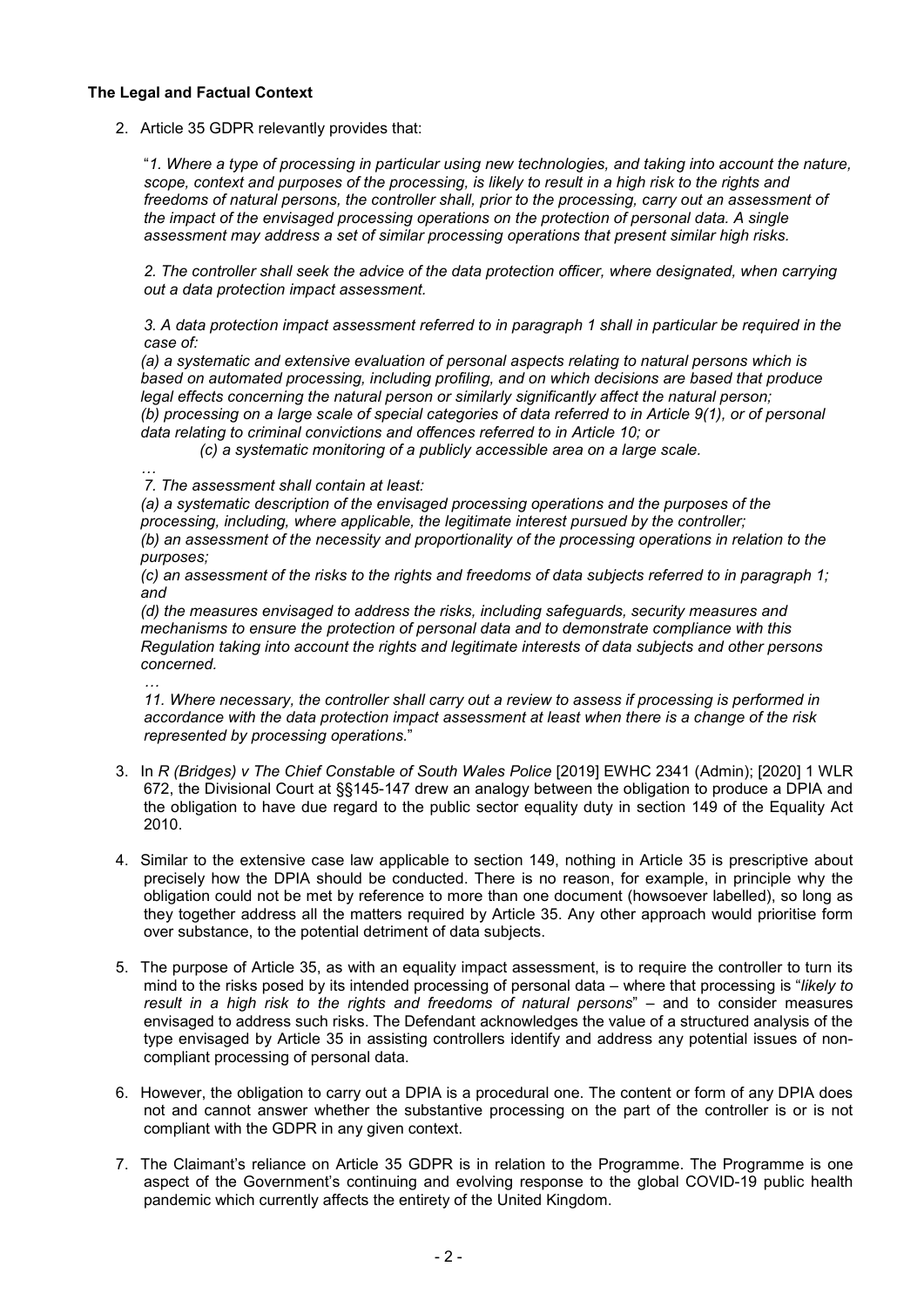**The Legal and Factual Context**

2. Article 35 GDPR relevantly provides that:

   "*1. Where a type of processing in particular using new technologies, and taking into account the nature, scope, context and purposes of the processing, is likely to result in a high risk to the rights and freedoms of natural persons, the controller shall, prior to the processing, carry out an assessment of the impact of the envisaged processing operations on the protection of personal data. A single assessment may address a set of similar processing operations that present similar high risks.*

   *2. The controller shall seek the advice of the data protection officer, where designated, when carrying out a data protection impact assessment.*

   *3. A data protection impact assessment referred to in paragraph 1 shall in particular be required in the case of:*
   *(a) a systematic and extensive evaluation of personal aspects relating to natural persons which is based on automated processing, including profiling, and on which decisions are based that produce legal effects concerning the natural person or similarly significantly affect the natural person;*
   *(b) processing on a large scale of special categories of data referred to in Article 9(1), or of personal data relating to criminal convictions and offences referred to in Article 10; or*
   *(c) a systematic monitoring of a publicly accessible area on a large scale.*
   *…*
   *7. The assessment shall contain at least:*
   *(a) a systematic description of the envisaged processing operations and the purposes of the processing, including, where applicable, the legitimate interest pursued by the controller;*
   *(b) an assessment of the necessity and proportionality of the processing operations in relation to the purposes;*
   *(c) an assessment of the risks to the rights and freedoms of data subjects referred to in paragraph 1; and*
   *(d) the measures envisaged to address the risks, including safeguards, security measures and mechanisms to ensure the protection of personal data and to demonstrate compliance with this Regulation taking into account the rights and legitimate interests of data subjects and other persons concerned.*
   *…*
   *11. Where necessary, the controller shall carry out a review to assess if processing is performed in accordance with the data protection impact assessment at least when there is a change of the risk represented by processing operations.*"

3. In *R (Bridges) v The Chief Constable of South Wales Police* [2019] EWHC 2341 (Admin); [2020] 1 WLR 672, the Divisional Court at §§145-147 drew an analogy between the obligation to produce a DPIA and the obligation to have due regard to the public sector equality duty in section 149 of the Equality Act 2010.

4. Similar to the extensive case law applicable to section 149, nothing in Article 35 is prescriptive about precisely how the DPIA should be conducted. There is no reason, for example, in principle why the obligation could not be met by reference to more than one document (howsoever labelled), so long as they together address all the matters required by Article 35. Any other approach would prioritise form over substance, to the potential detriment of data subjects.

5. The purpose of Article 35, as with an equality impact assessment, is to require the controller to turn its mind to the risks posed by its intended processing of personal data – where that processing is "*likely to result in a high risk to the rights and freedoms of natural persons*" – and to consider measures envisaged to address such risks. The Defendant acknowledges the value of a structured analysis of the type envisaged by Article 35 in assisting controllers identify and address any potential issues of non-compliant processing of personal data.

6. However, the obligation to carry out a DPIA is a procedural one. The content or form of any DPIA does not and cannot answer whether the substantive processing on the part of the controller is or is not compliant with the GDPR in any given context.

7. The Claimant's reliance on Article 35 GDPR is in relation to the Programme. The Programme is one aspect of the Government's continuing and evolving response to the global COVID-19 public health pandemic which currently affects the entirety of the United Kingdom.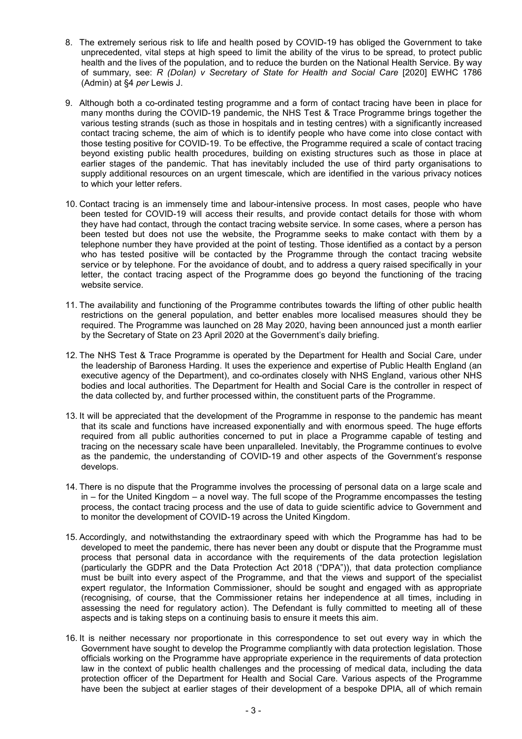8. The extremely serious risk to life and health posed by COVID-19 has obliged the Government to take unprecedented, vital steps at high speed to limit the ability of the virus to be spread, to protect public health and the lives of the population, and to reduce the burden on the National Health Service. By way of summary, see: *R (Dolan) v Secretary of State for Health and Social Care* [2020] EWHC 1786 (Admin) at §4 *per* Lewis J.

9. Although both a co-ordinated testing programme and a form of contact tracing have been in place for many months during the COVID-19 pandemic, the NHS Test & Trace Programme brings together the various testing strands (such as those in hospitals and in testing centres) with a significantly increased contact tracing scheme, the aim of which is to identify people who have come into close contact with those testing positive for COVID-19. To be effective, the Programme required a scale of contact tracing beyond existing public health procedures, building on existing structures such as those in place at earlier stages of the pandemic. That has inevitably included the use of third party organisations to supply additional resources on an urgent timescale, which are identified in the various privacy notices to which your letter refers.

10. Contact tracing is an immensely time and labour-intensive process. In most cases, people who have been tested for COVID-19 will access their results, and provide contact details for those with whom they have had contact, through the contact tracing website service. In some cases, where a person has been tested but does not use the website, the Programme seeks to make contact with them by a telephone number they have provided at the point of testing. Those identified as a contact by a person who has tested positive will be contacted by the Programme through the contact tracing website service or by telephone. For the avoidance of doubt, and to address a query raised specifically in your letter, the contact tracing aspect of the Programme does go beyond the functioning of the tracing website service.

11. The availability and functioning of the Programme contributes towards the lifting of other public health restrictions on the general population, and better enables more localised measures should they be required. The Programme was launched on 28 May 2020, having been announced just a month earlier by the Secretary of State on 23 April 2020 at the Government's daily briefing.

12. The NHS Test & Trace Programme is operated by the Department for Health and Social Care, under the leadership of Baroness Harding. It uses the experience and expertise of Public Health England (an executive agency of the Department), and co-ordinates closely with NHS England, various other NHS bodies and local authorities. The Department for Health and Social Care is the controller in respect of the data collected by, and further processed within, the constituent parts of the Programme.

13. It will be appreciated that the development of the Programme in response to the pandemic has meant that its scale and functions have increased exponentially and with enormous speed. The huge efforts required from all public authorities concerned to put in place a Programme capable of testing and tracing on the necessary scale have been unparalleled. Inevitably, the Programme continues to evolve as the pandemic, the understanding of COVID-19 and other aspects of the Government's response develops.

14. There is no dispute that the Programme involves the processing of personal data on a large scale and in – for the United Kingdom – a novel way. The full scope of the Programme encompasses the testing process, the contact tracing process and the use of data to guide scientific advice to Government and to monitor the development of COVID-19 across the United Kingdom.

15. Accordingly, and notwithstanding the extraordinary speed with which the Programme has had to be developed to meet the pandemic, there has never been any doubt or dispute that the Programme must process that personal data in accordance with the requirements of the data protection legislation (particularly the GDPR and the Data Protection Act 2018 ("DPA")), that data protection compliance must be built into every aspect of the Programme, and that the views and support of the specialist expert regulator, the Information Commissioner, should be sought and engaged with as appropriate (recognising, of course, that the Commissioner retains her independence at all times, including in assessing the need for regulatory action). The Defendant is fully committed to meeting all of these aspects and is taking steps on a continuing basis to ensure it meets this aim.

16. It is neither necessary nor proportionate in this correspondence to set out every way in which the Government have sought to develop the Programme compliantly with data protection legislation. Those officials working on the Programme have appropriate experience in the requirements of data protection law in the context of public health challenges and the processing of medical data, including the data protection officer of the Department for Health and Social Care. Various aspects of the Programme have been the subject at earlier stages of their development of a bespoke DPIA, all of which remain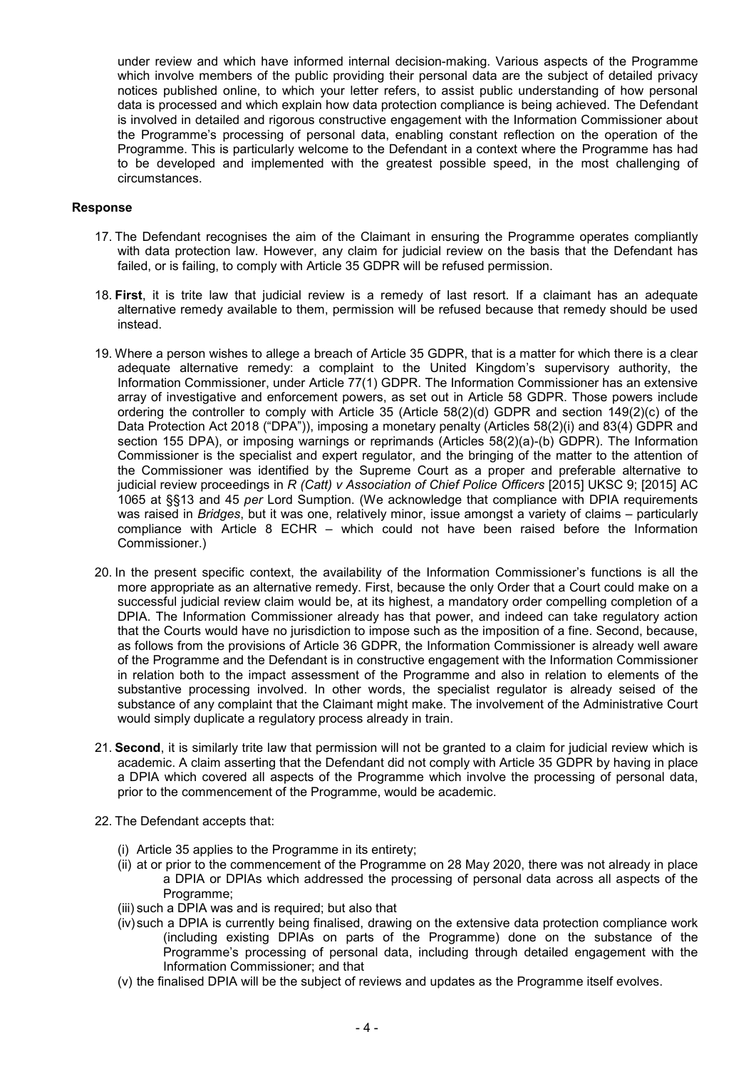under review and which have informed internal decision-making. Various aspects of the Programme which involve members of the public providing their personal data are the subject of detailed privacy notices published online, to which your letter refers, to assist public understanding of how personal data is processed and which explain how data protection compliance is being achieved. The Defendant is involved in detailed and rigorous constructive engagement with the Information Commissioner about the Programme's processing of personal data, enabling constant reflection on the operation of the Programme. This is particularly welcome to the Defendant in a context where the Programme has had to be developed and implemented with the greatest possible speed, in the most challenging of circumstances.

**Response**

17. The Defendant recognises the aim of the Claimant in ensuring the Programme operates compliantly with data protection law. However, any claim for judicial review on the basis that the Defendant has failed, or is failing, to comply with Article 35 GDPR will be refused permission.

18. **First**, it is trite law that judicial review is a remedy of last resort. If a claimant has an adequate alternative remedy available to them, permission will be refused because that remedy should be used instead.

19. Where a person wishes to allege a breach of Article 35 GDPR, that is a matter for which there is a clear adequate alternative remedy: a complaint to the United Kingdom's supervisory authority, the Information Commissioner, under Article 77(1) GDPR. The Information Commissioner has an extensive array of investigative and enforcement powers, as set out in Article 58 GDPR. Those powers include ordering the controller to comply with Article 35 (Article 58(2)(d) GDPR and section 149(2)(c) of the Data Protection Act 2018 ("DPA")), imposing a monetary penalty (Articles 58(2)(i) and 83(4) GDPR and section 155 DPA), or imposing warnings or reprimands (Articles 58(2)(a)-(b) GDPR). The Information Commissioner is the specialist and expert regulator, and the bringing of the matter to the attention of the Commissioner was identified by the Supreme Court as a proper and preferable alternative to judicial review proceedings in *R (Catt) v Association of Chief Police Officers* [2015] UKSC 9; [2015] AC 1065 at §§13 and 45 *per* Lord Sumption. (We acknowledge that compliance with DPIA requirements was raised in *Bridges*, but it was one, relatively minor, issue amongst a variety of claims – particularly compliance with Article 8 ECHR – which could not have been raised before the Information Commissioner.)

20. In the present specific context, the availability of the Information Commissioner's functions is all the more appropriate as an alternative remedy. First, because the only Order that a Court could make on a successful judicial review claim would be, at its highest, a mandatory order compelling completion of a DPIA. The Information Commissioner already has that power, and indeed can take regulatory action that the Courts would have no jurisdiction to impose such as the imposition of a fine. Second, because, as follows from the provisions of Article 36 GDPR, the Information Commissioner is already well aware of the Programme and the Defendant is in constructive engagement with the Information Commissioner in relation both to the impact assessment of the Programme and also in relation to elements of the substantive processing involved. In other words, the specialist regulator is already seised of the substance of any complaint that the Claimant might make. The involvement of the Administrative Court would simply duplicate a regulatory process already in train.

21. **Second**, it is similarly trite law that permission will not be granted to a claim for judicial review which is academic. A claim asserting that the Defendant did not comply with Article 35 GDPR by having in place a DPIA which covered all aspects of the Programme which involve the processing of personal data, prior to the commencement of the Programme, would be academic.

22. The Defendant accepts that:

    (i) Article 35 applies to the Programme in its entirety;

    (ii) at or prior to the commencement of the Programme on 28 May 2020, there was not already in place a DPIA or DPIAs which addressed the processing of personal data across all aspects of the Programme;

    (iii) such a DPIA was and is required; but also that

    (iv) such a DPIA is currently being finalised, drawing on the extensive data protection compliance work (including existing DPIAs on parts of the Programme) done on the substance of the Programme's processing of personal data, including through detailed engagement with the Information Commissioner; and that

    (v) the finalised DPIA will be the subject of reviews and updates as the Programme itself evolves.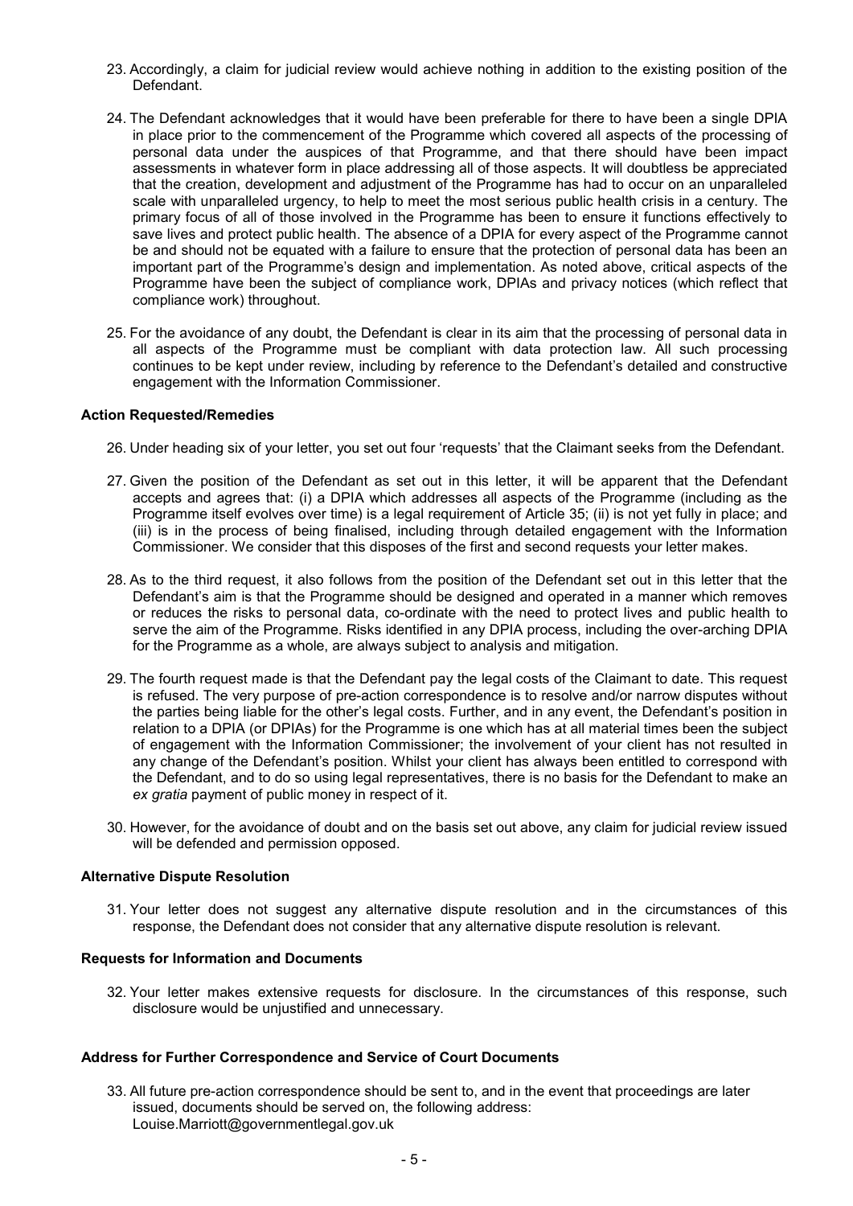23. Accordingly, a claim for judicial review would achieve nothing in addition to the existing position of the Defendant.

24. The Defendant acknowledges that it would have been preferable for there to have been a single DPIA in place prior to the commencement of the Programme which covered all aspects of the processing of personal data under the auspices of that Programme, and that there should have been impact assessments in whatever form in place addressing all of those aspects. It will doubtless be appreciated that the creation, development and adjustment of the Programme has had to occur on an unparalleled scale with unparalleled urgency, to help to meet the most serious public health crisis in a century. The primary focus of all of those involved in the Programme has been to ensure it functions effectively to save lives and protect public health. The absence of a DPIA for every aspect of the Programme cannot be and should not be equated with a failure to ensure that the protection of personal data has been an important part of the Programme's design and implementation. As noted above, critical aspects of the Programme have been the subject of compliance work, DPIAs and privacy notices (which reflect that compliance work) throughout.

25. For the avoidance of any doubt, the Defendant is clear in its aim that the processing of personal data in all aspects of the Programme must be compliant with data protection law. All such processing continues to be kept under review, including by reference to the Defendant's detailed and constructive engagement with the Information Commissioner.

**Action Requested/Remedies**

26. Under heading six of your letter, you set out four 'requests' that the Claimant seeks from the Defendant.

27. Given the position of the Defendant as set out in this letter, it will be apparent that the Defendant accepts and agrees that: (i) a DPIA which addresses all aspects of the Programme (including as the Programme itself evolves over time) is a legal requirement of Article 35; (ii) is not yet fully in place; and (iii) is in the process of being finalised, including through detailed engagement with the Information Commissioner. We consider that this disposes of the first and second requests your letter makes.

28. As to the third request, it also follows from the position of the Defendant set out in this letter that the Defendant's aim is that the Programme should be designed and operated in a manner which removes or reduces the risks to personal data, co-ordinate with the need to protect lives and public health to serve the aim of the Programme. Risks identified in any DPIA process, including the over-arching DPIA for the Programme as a whole, are always subject to analysis and mitigation.

29. The fourth request made is that the Defendant pay the legal costs of the Claimant to date. This request is refused. The very purpose of pre-action correspondence is to resolve and/or narrow disputes without the parties being liable for the other's legal costs. Further, and in any event, the Defendant's position in relation to a DPIA (or DPIAs) for the Programme is one which has at all material times been the subject of engagement with the Information Commissioner; the involvement of your client has not resulted in any change of the Defendant's position. Whilst your client has always been entitled to correspond with the Defendant, and to do so using legal representatives, there is no basis for the Defendant to make an *ex gratia* payment of public money in respect of it.

30. However, for the avoidance of doubt and on the basis set out above, any claim for judicial review issued will be defended and permission opposed.

**Alternative Dispute Resolution**

31. Your letter does not suggest any alternative dispute resolution and in the circumstances of this response, the Defendant does not consider that any alternative dispute resolution is relevant.

**Requests for Information and Documents**

32. Your letter makes extensive requests for disclosure. In the circumstances of this response, such disclosure would be unjustified and unnecessary.

**Address for Further Correspondence and Service of Court Documents**

33. All future pre-action correspondence should be sent to, and in the event that proceedings are later issued, documents should be served on, the following address: Louise.Marriott@governmentlegal.gov.uk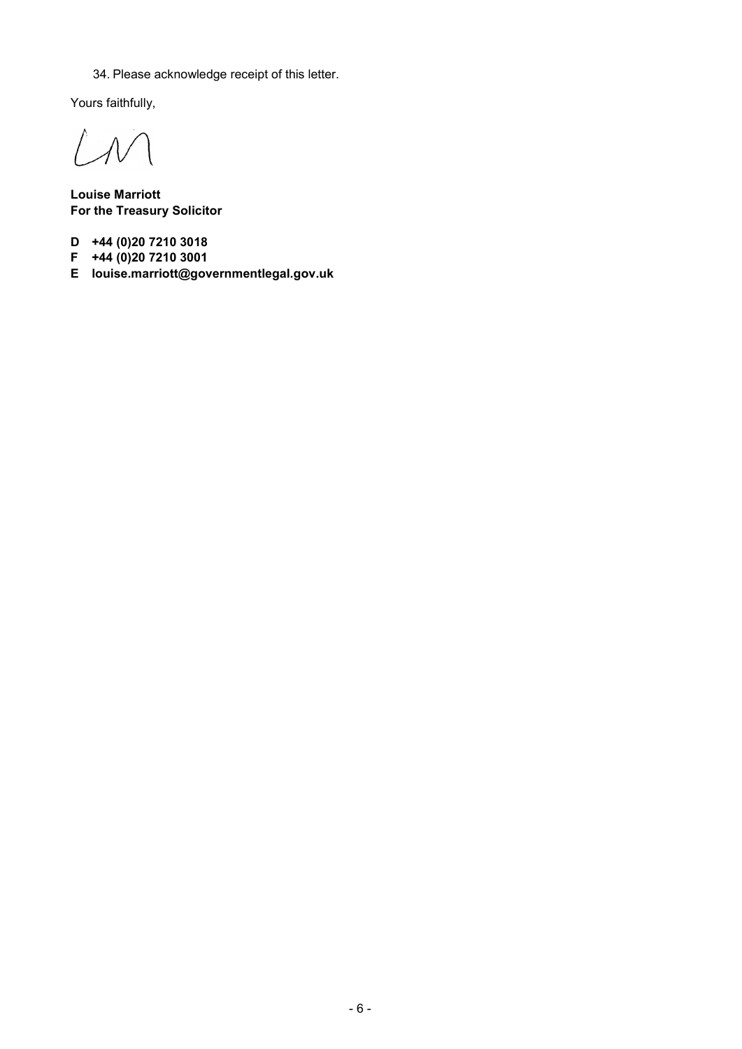34. Please acknowledge receipt of this letter.

Yours faithfully,

**Louise Marriott**
**For the Treasury Solicitor**

**D +44 (0)20 7210 3018**
**F +44 (0)20 7210 3001**
**E louise.marriott@governmentlegal.gov.uk**